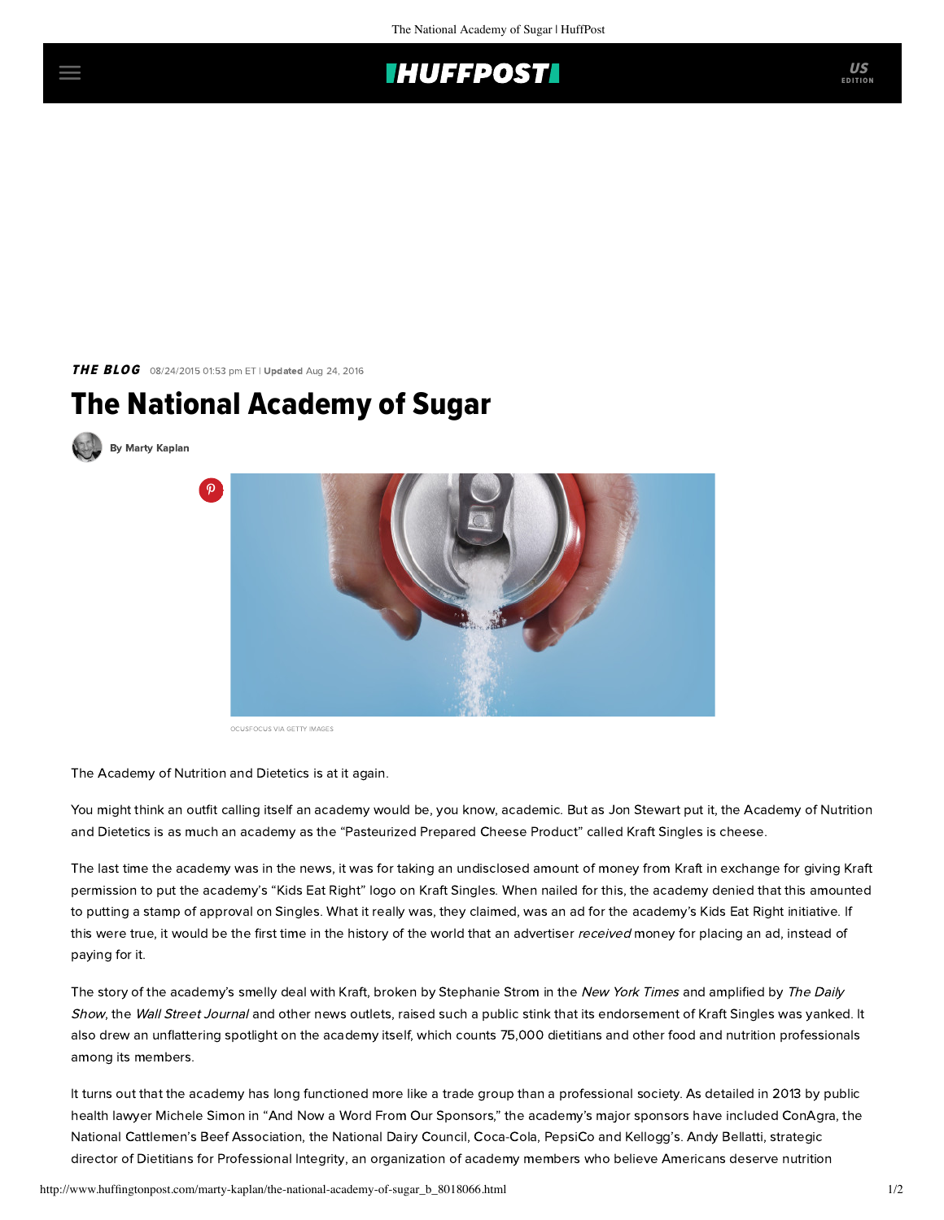THE BLOG 08/24/2015 01:53 pm ET | Updated Aug 24, 2016

# The National Academy of Sugar

By Marty Kaplan

OCUSFOCUS VIA GETTY IMAGES

The Academy of Nutrition and Dietetics is at it again.

You might think an outfit calling itself an academy would be, you know, academic. But as Jon Stewart put it, the Academy of Nutrition and Dietetics is as much an academy as the "Pasteurized Prepared Cheese Product" called Kraft Singles is cheese.

The last time the academy was in the news, it was for taking an undisclosed amount of money from Kraft in exchange for giving Kraft permission to put the academy's "Kids Eat Right" logo on Kraft Singles. When nailed for this, the academy denied that this amounted to putting a stamp of approval on Singles. What it really was, they claimed, was an ad for the academy's Kids Eat Right initiative. If this were true, it would be the first time in the history of the world that an advertiser *received* money for placing an ad, instead of paying for it.

The story of the academy's smelly deal with Kraft, broken by Stephanie Strom in the *New York Times* and amplified by *The Daily Show*, the *Wall Street Journal* and other news outlets, raised such a public stink that its endorsement of Kraft Singles was yanked. It also drew an unflattering spotlight on the academy itself, which counts 75,000 dietitians and other food and nutrition professionals among its members.

It turns out that the academy has long functioned more like a trade group than a professional society. As detailed in 2013 by public health lawyer Michele Simon in "And Now a Word From Our Sponsors," the academy's major sponsors have included ConAgra, the National Cattlemen's Beef Association, the National Dairy Council, Coca-Cola, PepsiCo and Kellogg's. Andy Bellatti, strategic director of Dietitians for Professional Integrity, an organization of academy members who believe Americans deserve nutrition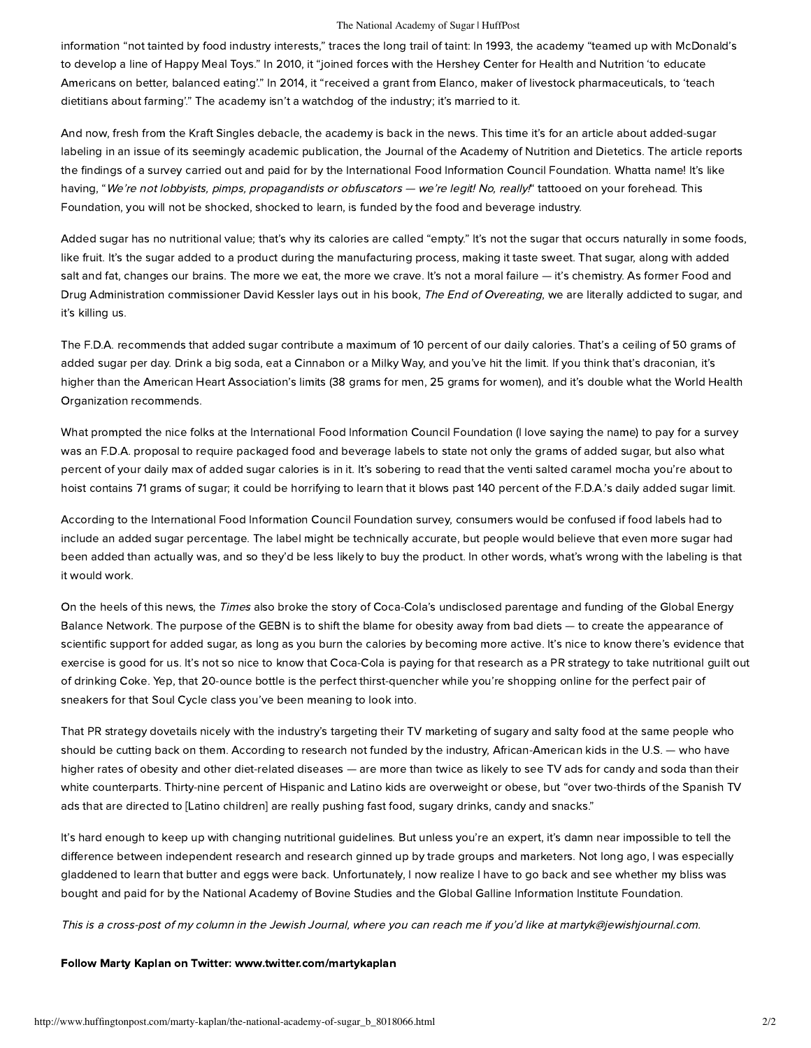information "not tainted by food industry interests," traces the long trail of taint: In 1993, the academy "teamed up with McDonald's to develop a line of Happy Meal Toys." In 2010, it "joined forces with the Hershey Center for Health and Nutrition 'to educate Americans on better, balanced eating'." In 2014, it "received a grant from Elanco, maker of livestock pharmaceuticals, to 'teach dietitians about farming'." The academy isn't a watchdog of the industry; it's married to it.

And now, fresh from the Kraft Singles debacle, the academy is back in the news. This time it's for an article about added-sugar labeling in an issue of its seemingly academic publication, the Journal of the Academy of Nutrition and Dietetics. The article reports the findings of a survey carried out and paid for by the International Food Information Council Foundation. Whatta name! It's like having, "*We're not lobbyists, pimps, propagandists or obfuscators — we're legit! No, really!*" tattooed on your forehead. This Foundation, you will not be shocked, shocked to learn, is funded by the food and beverage industry.

Added sugar has no nutritional value; that's why its calories are called "empty." It's not the sugar that occurs naturally in some foods, like fruit. It's the sugar added to a product during the manufacturing process, making it taste sweet. That sugar, along with added salt and fat, changes our brains. The more we eat, the more we crave. It's not a moral failure — it's chemistry. As former Food and Drug Administration commissioner David Kessler lays out in his book, *The End of Overeating*, we are literally addicted to sugar, and it's killing us.

The F.D.A. recommends that added sugar contribute a maximum of 10 percent of our daily calories. That's a ceiling of 50 grams of added sugar per day. Drink a big soda, eat a Cinnabon or a Milky Way, and you've hit the limit. If you think that's draconian, it's higher than the American Heart Association's limits (38 grams for men, 25 grams for women), and it's double what the World Health Organization recommends.

What prompted the nice folks at the International Food Information Council Foundation (I love saying the name) to pay for a survey was an F.D.A. proposal to require packaged food and beverage labels to state not only the grams of added sugar, but also what percent of your daily max of added sugar calories is in it. It's sobering to read that the venti salted caramel mocha you're about to hoist contains 71 grams of sugar; it could be horrifying to learn that it blows past 140 percent of the F.D.A.'s daily added sugar limit.

According to the International Food Information Council Foundation survey, consumers would be confused if food labels had to include an added sugar percentage. The label might be technically accurate, but people would believe that even more sugar had been added than actually was, and so they'd be less likely to buy the product. In other words, what's wrong with the labeling is that it would work.

On the heels of this news, the *Times* also broke the story of Coca-Cola's undisclosed parentage and funding of the Global Energy Balance Network. The purpose of the GEBN is to shift the blame for obesity away from bad diets — to create the appearance of scientific support for added sugar, as long as you burn the calories by becoming more active. It's nice to know there's evidence that exercise is good for us. It's not so nice to know that Coca-Cola is paying for that research as a PR strategy to take nutritional guilt out of drinking Coke. Yep, that 20-ounce bottle is the perfect thirst-quencher while you're shopping online for the perfect pair of sneakers for that Soul Cycle class you've been meaning to look into.

That PR strategy dovetails nicely with the industry's targeting their TV marketing of sugary and salty food at the same people who should be cutting back on them. According to research not funded by the industry, African-American kids in the U.S. — who have higher rates of obesity and other diet-related diseases — are more than twice as likely to see TV ads for candy and soda than their white counterparts. Thirty-nine percent of Hispanic and Latino kids are overweight or obese, but "over two-thirds of the Spanish TV ads that are directed to [Latino children] are really pushing fast food, sugary drinks, candy and snacks."

It's hard enough to keep up with changing nutritional guidelines. But unless you're an expert, it's damn near impossible to tell the difference between independent research and research ginned up by trade groups and marketers. Not long ago, I was especially gladdened to learn that butter and eggs were back. Unfortunately, I now realize I have to go back and see whether my bliss was bought and paid for by the National Academy of Bovine Studies and the Global Galline Information Institute Foundation.

*This is a cross-post of my column in the Jewish Journal, where you can reach me if you'd like at martyk@jewishjournal.com.*

**Follow Marty Kaplan on Twitter: www.twitter.com/martykaplan**